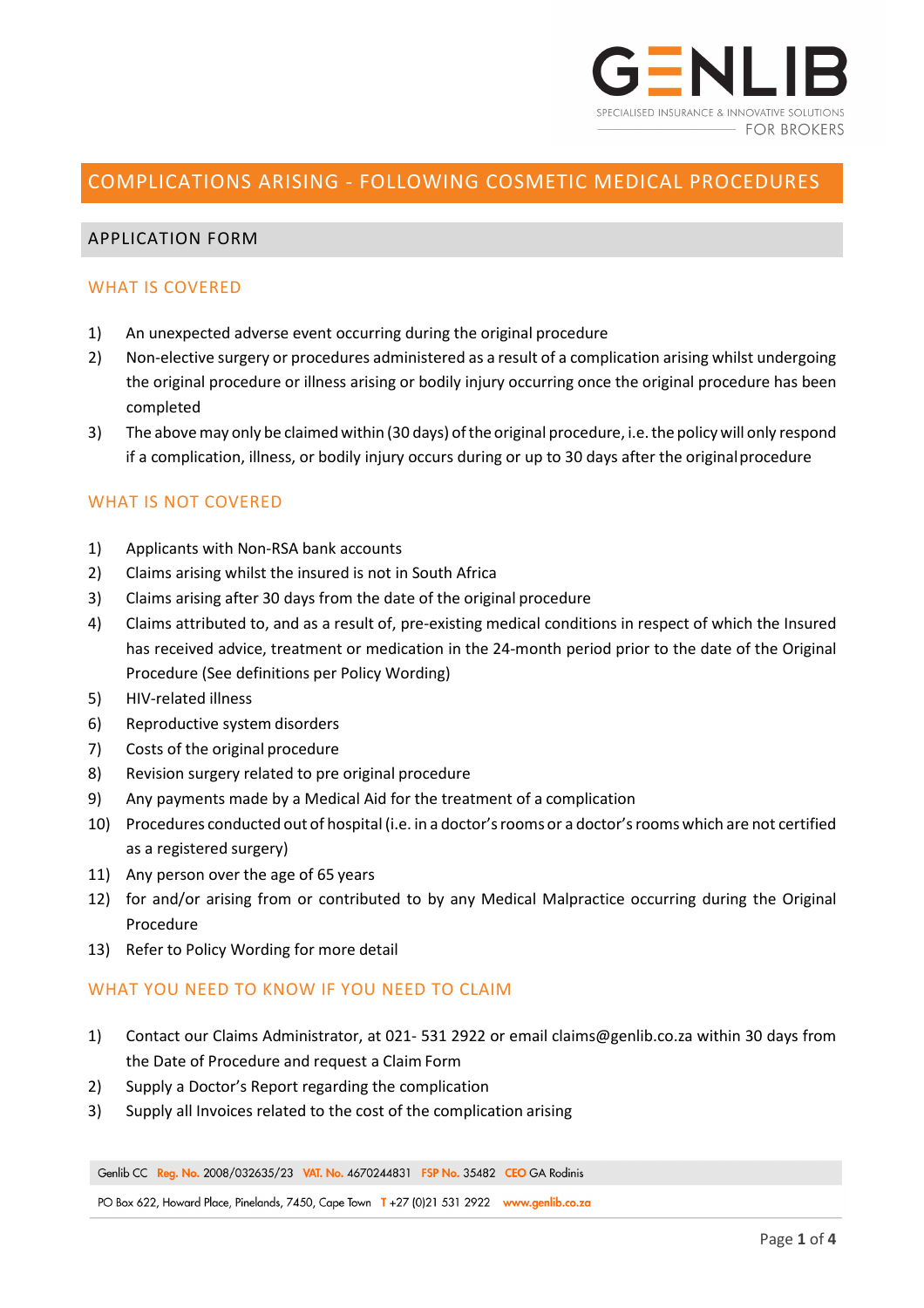# COMPLICATIONS ARISING - FOLLOWING COSMETIC MEDICAL PROCEDURES

## APPLICATION FORM

### WHAT IS COVERED

1) An unexpected adverse event occurring during the original procedure
2) Non-elective surgery or procedures administered as a result of a complication arising whilst undergoing the original procedure or illness arising or bodily injury occurring once the original procedure has been completed
3) The above may only be claimed within (30 days) of the original procedure, i.e. the policy will only respond if a complication, illness, or bodily injury occurs during or up to 30 days after the original procedure

### WHAT IS NOT COVERED

1) Applicants with Non-RSA bank accounts
2) Claims arising whilst the insured is not in South Africa
3) Claims arising after 30 days from the date of the original procedure
4) Claims attributed to, and as a result of, pre-existing medical conditions in respect of which the Insured has received advice, treatment or medication in the 24-month period prior to the date of the Original Procedure (See definitions per Policy Wording)
5) HIV-related illness
6) Reproductive system disorders
7) Costs of the original procedure
8) Revision surgery related to pre original procedure
9) Any payments made by a Medical Aid for the treatment of a complication
10) Procedures conducted out of hospital (i.e. in a doctor's rooms or a doctor's rooms which are not certified as a registered surgery)
11) Any person over the age of 65 years
12) for and/or arising from or contributed to by any Medical Malpractice occurring during the Original Procedure
13) Refer to Policy Wording for more detail

### WHAT YOU NEED TO KNOW IF YOU NEED TO CLAIM

1) Contact our Claims Administrator, at 021- 531 2922 or email claims@genlib.co.za within 30 days from the Date of Procedure and request a Claim Form
2) Supply a Doctor's Report regarding the complication
3) Supply all Invoices related to the cost of the complication arising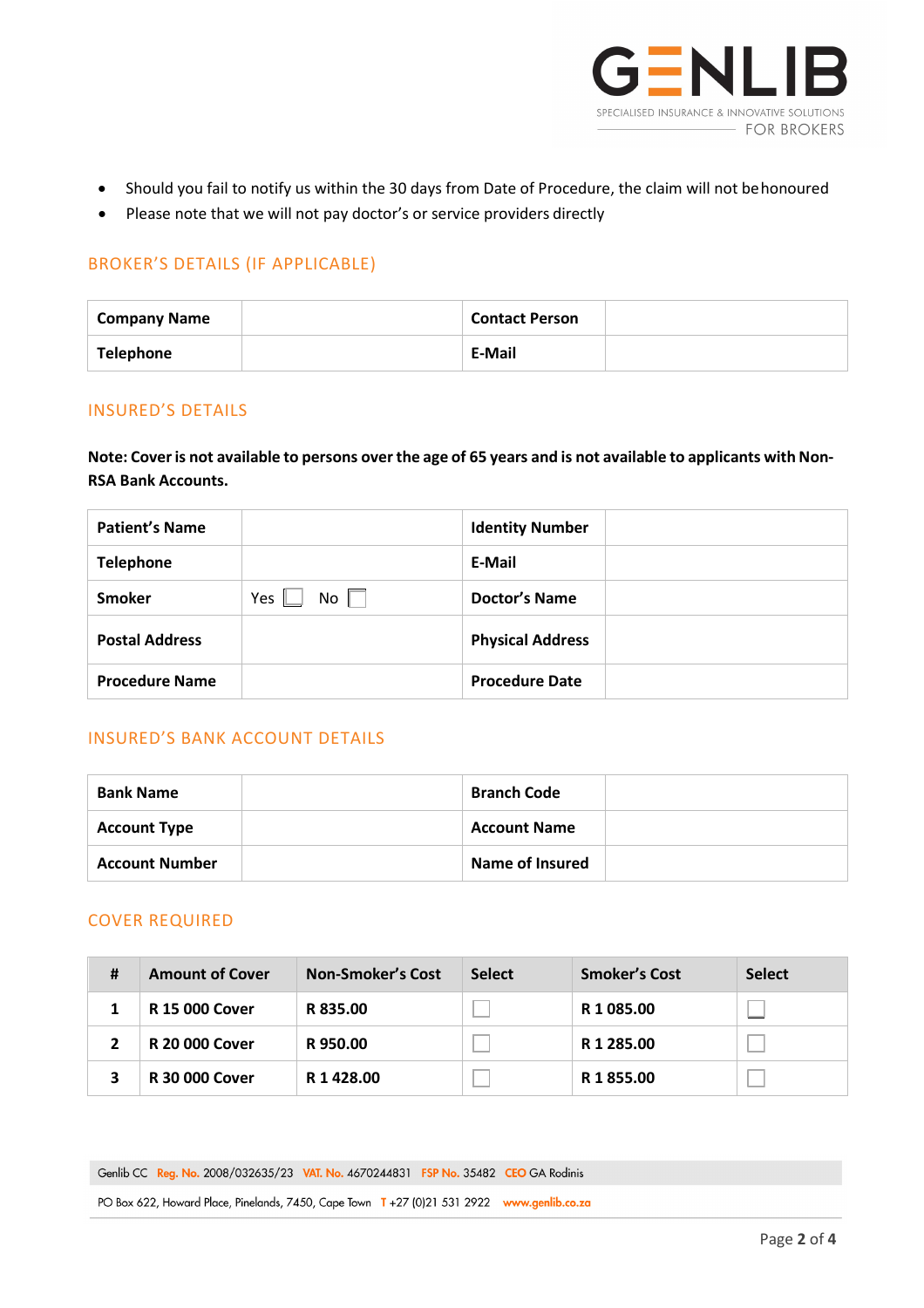- Should you fail to notify us within the 30 days from Date of Procedure, the claim will not be honoured
- Please note that we will not pay doctor's or service providers directly

## BROKER'S DETAILS (IF APPLICABLE)

| | | | |
|---|---|---|---|
| **Company Name** | | **Contact Person** | |
| **Telephone** | | **E-Mail** | |

## INSURED'S DETAILS

**Note: Cover is not available to persons over the age of 65 years and is not available to applicants with Non-RSA Bank Accounts.**

| | | | |
|---|---|---|---|
| **Patient's Name** | | **Identity Number** | |
| **Telephone** | | **E-Mail** | |
| **Smoker** | Yes ☐ No ☐ | **Doctor's Name** | |
| **Postal Address** | | **Physical Address** | |
| **Procedure Name** | | **Procedure Date** | |

## INSURED'S BANK ACCOUNT DETAILS

| | | | |
|---|---|---|---|
| **Bank Name** | | **Branch Code** | |
| **Account Type** | | **Account Name** | |
| **Account Number** | | **Name of Insured** | |

## COVER REQUIRED

| # | Amount of Cover | Non-Smoker's Cost | Select | Smoker's Cost | Select |
|---|---|---|---|---|---|
| **1** | **R 15 000 Cover** | **R 835.00** | ☐ | **R 1 085.00** | ☐ |
| **2** | **R 20 000 Cover** | **R 950.00** | ☐ | **R 1 285.00** | ☐ |
| **3** | **R 30 000 Cover** | **R 1 428.00** | ☐ | **R 1 855.00** | ☐ |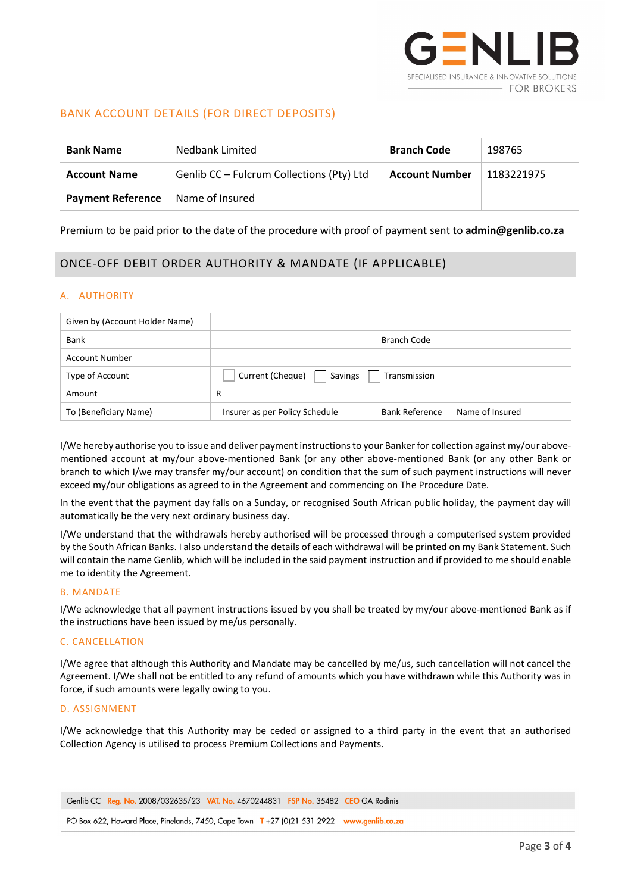## BANK ACCOUNT DETAILS (FOR DIRECT DEPOSITS)

| **Bank Name** | Nedbank Limited | **Branch Code** | 198765 |
|---|---|---|---|
| **Account Name** | Genlib CC – Fulcrum Collections (Pty) Ltd | **Account Number** | 1183221975 |
| **Payment Reference** | Name of Insured | | |

Premium to be paid prior to the date of the procedure with proof of payment sent to **admin@genlib.co.za**

## ONCE-OFF DEBIT ORDER AUTHORITY & MANDATE (IF APPLICABLE)

### A. AUTHORITY

| Given by (Account Holder Name) | | | |
|---|---|---|---|
| Bank | | Branch Code | |
| Account Number | | | |
| Type of Account | ☐ Current (Cheque) ☐ Savings ☐ Transmission | | |
| Amount | R | | |
| To (Beneficiary Name) | Insurer as per Policy Schedule | Bank Reference | Name of Insured |

I/We hereby authorise you to issue and deliver payment instructions to your Banker for collection against my/our above-mentioned account at my/our above-mentioned Bank (or any other above-mentioned Bank (or any other Bank or branch to which I/we may transfer my/our account) on condition that the sum of such payment instructions will never exceed my/our obligations as agreed to in the Agreement and commencing on The Procedure Date.

In the event that the payment day falls on a Sunday, or recognised South African public holiday, the payment day will automatically be the very next ordinary business day.

I/We understand that the withdrawals hereby authorised will be processed through a computerised system provided by the South African Banks. I also understand the details of each withdrawal will be printed on my Bank Statement. Such will contain the name Genlib, which will be included in the said payment instruction and if provided to me should enable me to identity the Agreement.

### B. MANDATE

I/We acknowledge that all payment instructions issued by you shall be treated by my/our above-mentioned Bank as if the instructions have been issued by me/us personally.

### C. CANCELLATION

I/We agree that although this Authority and Mandate may be cancelled by me/us, such cancellation will not cancel the Agreement. I/We shall not be entitled to any refund of amounts which you have withdrawn while this Authority was in force, if such amounts were legally owing to you.

### D. ASSIGNMENT

I/We acknowledge that this Authority may be ceded or assigned to a third party in the event that an authorised Collection Agency is utilised to process Premium Collections and Payments.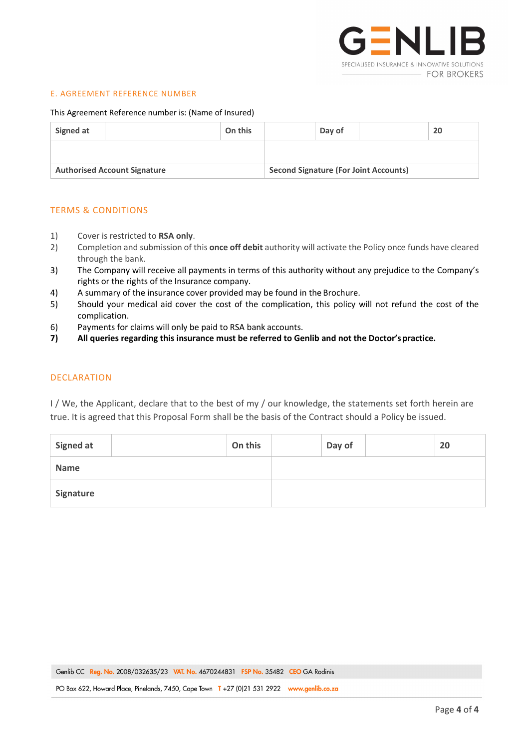## E. AGREEMENT REFERENCE NUMBER

This Agreement Reference number is: (Name of Insured)

| | | | | | | |
|---|---|---|---|---|---|---|
| **Signed at** | | **On this** | | **Day of** | | **20** |
| | | | | | | |
| **Authorised Account Signature** | | | **Second Signature (For Joint Accounts)** | | | |

## TERMS & CONDITIONS

1) Cover is restricted to **RSA only**.
2) Completion and submission of this **once off debit** authority will activate the Policy once funds have cleared through the bank.
3) The Company will receive all payments in terms of this authority without any prejudice to the Company's rights or the rights of the Insurance company.
4) A summary of the insurance cover provided may be found in the Brochure.
5) Should your medical aid cover the cost of the complication, this policy will not refund the cost of the complication.
6) Payments for claims will only be paid to RSA bank accounts.
7) **All queries regarding this insurance must be referred to Genlib and not the Doctor's practice.**

## DECLARATION

I / We, the Applicant, declare that to the best of my / our knowledge, the statements set forth herein are true. It is agreed that this Proposal Form shall be the basis of the Contract should a Policy be issued.

| | | | | | | |
|---|---|---|---|---|---|---|
| **Signed at** | | **On this** | | **Day of** | | **20** |
| **Name** | | | | | | |
| **Signature** | | | | | | |

Genlib CC Reg. No. 2008/032635/23 VAT. No. 4670244831 FSP No. 35482 CEO GA Rodinis

PO Box 622, Howard Place, Pinelands, 7450, Cape Town T +27 (0)21 531 2922 www.genlib.co.za